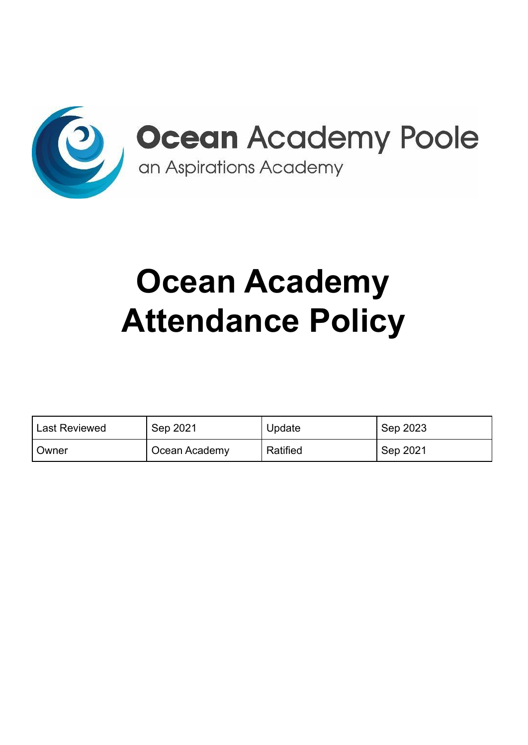Ocean Academy Poole

an Aspirations Academy

# Ocean Academy Attendance Policy

| Last Reviewed | Sep 2021 | Update | Sep 2023 |
|---|---|---|---|
| Owner | Ocean Academy | Ratified | Sep 2021 |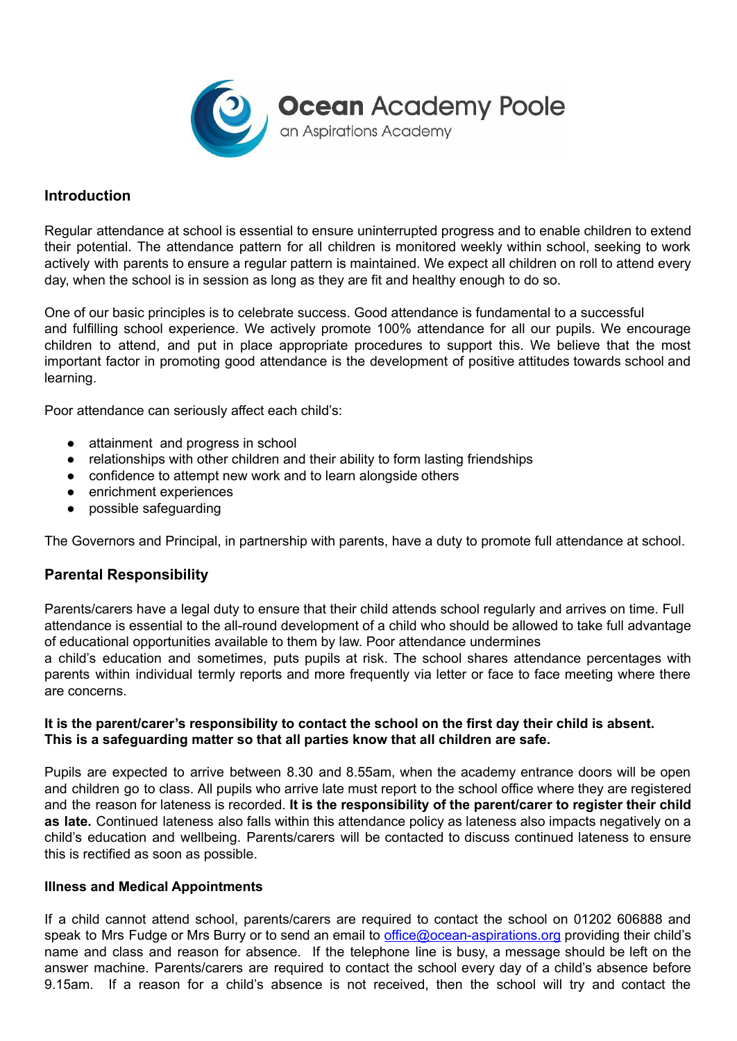Ocean Academy Poole
an Aspirations Academy

## Introduction

Regular attendance at school is essential to ensure uninterrupted progress and to enable children to extend their potential. The attendance pattern for all children is monitored weekly within school, seeking to work actively with parents to ensure a regular pattern is maintained. We expect all children on roll to attend every day, when the school is in session as long as they are fit and healthy enough to do so.

One of our basic principles is to celebrate success. Good attendance is fundamental to a successful and fulfilling school experience. We actively promote 100% attendance for all our pupils. We encourage children to attend, and put in place appropriate procedures to support this. We believe that the most important factor in promoting good attendance is the development of positive attitudes towards school and learning.

Poor attendance can seriously affect each child's:

- attainment and progress in school
- relationships with other children and their ability to form lasting friendships
- confidence to attempt new work and to learn alongside others
- enrichment experiences
- possible safeguarding

The Governors and Principal, in partnership with parents, have a duty to promote full attendance at school.

## Parental Responsibility

Parents/carers have a legal duty to ensure that their child attends school regularly and arrives on time. Full attendance is essential to the all-round development of a child who should be allowed to take full advantage of educational opportunities available to them by law. Poor attendance undermines a child's education and sometimes, puts pupils at risk. The school shares attendance percentages with parents within individual termly reports and more frequently via letter or face to face meeting where there are concerns.

**It is the parent/carer's responsibility to contact the school on the first day their child is absent. This is a safeguarding matter so that all parties know that all children are safe.**

Pupils are expected to arrive between 8.30 and 8.55am, when the academy entrance doors will be open and children go to class. All pupils who arrive late must report to the school office where they are registered and the reason for lateness is recorded. **It is the responsibility of the parent/carer to register their child as late.** Continued lateness also falls within this attendance policy as lateness also impacts negatively on a child's education and wellbeing. Parents/carers will be contacted to discuss continued lateness to ensure this is rectified as soon as possible.

### Illness and Medical Appointments

If a child cannot attend school, parents/carers are required to contact the school on 01202 606888 and speak to Mrs Fudge or Mrs Burry or to send an email to [office@ocean-aspirations.org](mailto:office@ocean-aspirations.org) providing their child's name and class and reason for absence. If the telephone line is busy, a message should be left on the answer machine. Parents/carers are required to contact the school every day of a child's absence before 9.15am. If a reason for a child's absence is not received, then the school will try and contact the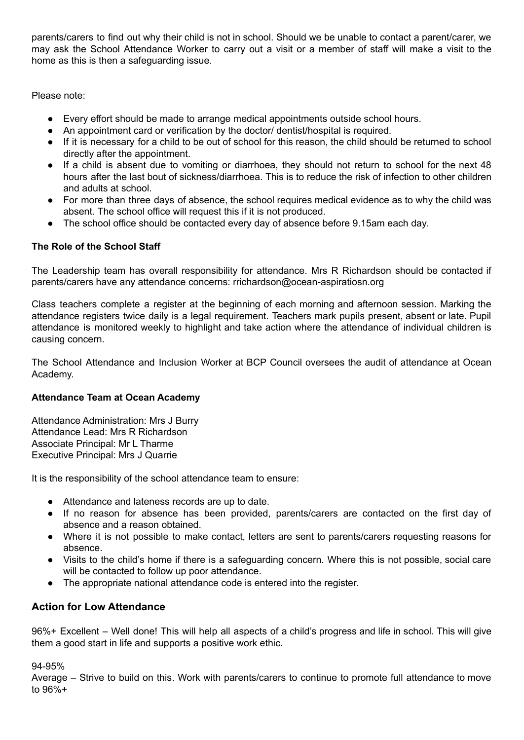parents/carers to find out why their child is not in school. Should we be unable to contact a parent/carer, we may ask the School Attendance Worker to carry out a visit or a member of staff will make a visit to the home as this is then a safeguarding issue.

Please note:

- Every effort should be made to arrange medical appointments outside school hours.
- An appointment card or verification by the doctor/ dentist/hospital is required.
- If it is necessary for a child to be out of school for this reason, the child should be returned to school directly after the appointment.
- If a child is absent due to vomiting or diarrhoea, they should not return to school for the next 48 hours after the last bout of sickness/diarrhoea. This is to reduce the risk of infection to other children and adults at school.
- For more than three days of absence, the school requires medical evidence as to why the child was absent. The school office will request this if it is not produced.
- The school office should be contacted every day of absence before 9.15am each day.

**The Role of the School Staff**

The Leadership team has overall responsibility for attendance. Mrs R Richardson should be contacted if parents/carers have any attendance concerns: rrichardson@ocean-aspiratiosn.org

Class teachers complete a register at the beginning of each morning and afternoon session. Marking the attendance registers twice daily is a legal requirement. Teachers mark pupils present, absent or late. Pupil attendance is monitored weekly to highlight and take action where the attendance of individual children is causing concern.

The School Attendance and Inclusion Worker at BCP Council oversees the audit of attendance at Ocean Academy.

**Attendance Team at Ocean Academy**

Attendance Administration: Mrs J Burry
Attendance Lead: Mrs R Richardson
Associate Principal: Mr L Tharme
Executive Principal: Mrs J Quarrie

It is the responsibility of the school attendance team to ensure:

- Attendance and lateness records are up to date.
- If no reason for absence has been provided, parents/carers are contacted on the first day of absence and a reason obtained.
- Where it is not possible to make contact, letters are sent to parents/carers requesting reasons for absence.
- Visits to the child's home if there is a safeguarding concern. Where this is not possible, social care will be contacted to follow up poor attendance.
- The appropriate national attendance code is entered into the register.

## Action for Low Attendance

96%+ Excellent – Well done! This will help all aspects of a child's progress and life in school. This will give them a good start in life and supports a positive work ethic.

94-95%
Average – Strive to build on this. Work with parents/carers to continue to promote full attendance to move to 96%+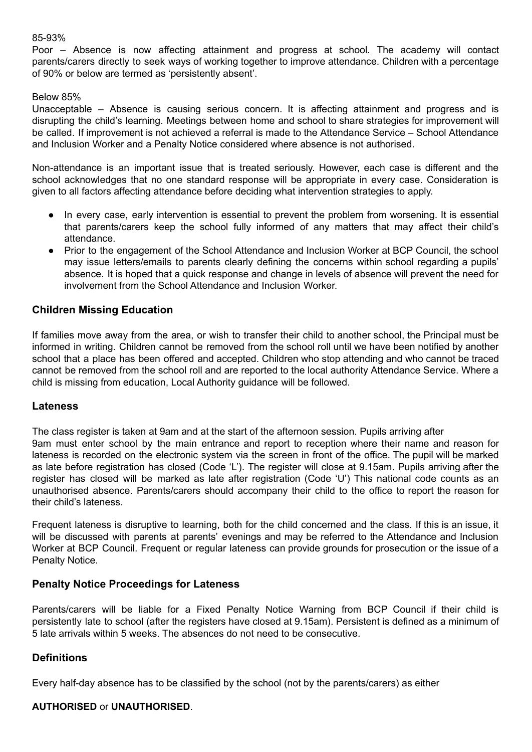85-93%

Poor – Absence is now affecting attainment and progress at school. The academy will contact parents/carers directly to seek ways of working together to improve attendance. Children with a percentage of 90% or below are termed as 'persistently absent'.

Below 85%

Unacceptable – Absence is causing serious concern. It is affecting attainment and progress and is disrupting the child's learning. Meetings between home and school to share strategies for improvement will be called. If improvement is not achieved a referral is made to the Attendance Service – School Attendance and Inclusion Worker and a Penalty Notice considered where absence is not authorised.

Non-attendance is an important issue that is treated seriously. However, each case is different and the school acknowledges that no one standard response will be appropriate in every case. Consideration is given to all factors affecting attendance before deciding what intervention strategies to apply.

- In every case, early intervention is essential to prevent the problem from worsening. It is essential that parents/carers keep the school fully informed of any matters that may affect their child's attendance.
- Prior to the engagement of the School Attendance and Inclusion Worker at BCP Council, the school may issue letters/emails to parents clearly defining the concerns within school regarding a pupils' absence. It is hoped that a quick response and change in levels of absence will prevent the need for involvement from the School Attendance and Inclusion Worker.

## Children Missing Education

If families move away from the area, or wish to transfer their child to another school, the Principal must be informed in writing. Children cannot be removed from the school roll until we have been notified by another school that a place has been offered and accepted. Children who stop attending and who cannot be traced cannot be removed from the school roll and are reported to the local authority Attendance Service. Where a child is missing from education, Local Authority guidance will be followed.

## Lateness

The class register is taken at 9am and at the start of the afternoon session. Pupils arriving after 9am must enter school by the main entrance and report to reception where their name and reason for lateness is recorded on the electronic system via the screen in front of the office. The pupil will be marked as late before registration has closed (Code 'L'). The register will close at 9.15am. Pupils arriving after the register has closed will be marked as late after registration (Code 'U') This national code counts as an unauthorised absence. Parents/carers should accompany their child to the office to report the reason for their child's lateness.

Frequent lateness is disruptive to learning, both for the child concerned and the class. If this is an issue, it will be discussed with parents at parents' evenings and may be referred to the Attendance and Inclusion Worker at BCP Council. Frequent or regular lateness can provide grounds for prosecution or the issue of a Penalty Notice.

## Penalty Notice Proceedings for Lateness

Parents/carers will be liable for a Fixed Penalty Notice Warning from BCP Council if their child is persistently late to school (after the registers have closed at 9.15am). Persistent is defined as a minimum of 5 late arrivals within 5 weeks. The absences do not need to be consecutive.

## Definitions

Every half-day absence has to be classified by the school (not by the parents/carers) as either

**AUTHORISED** or **UNAUTHORISED**.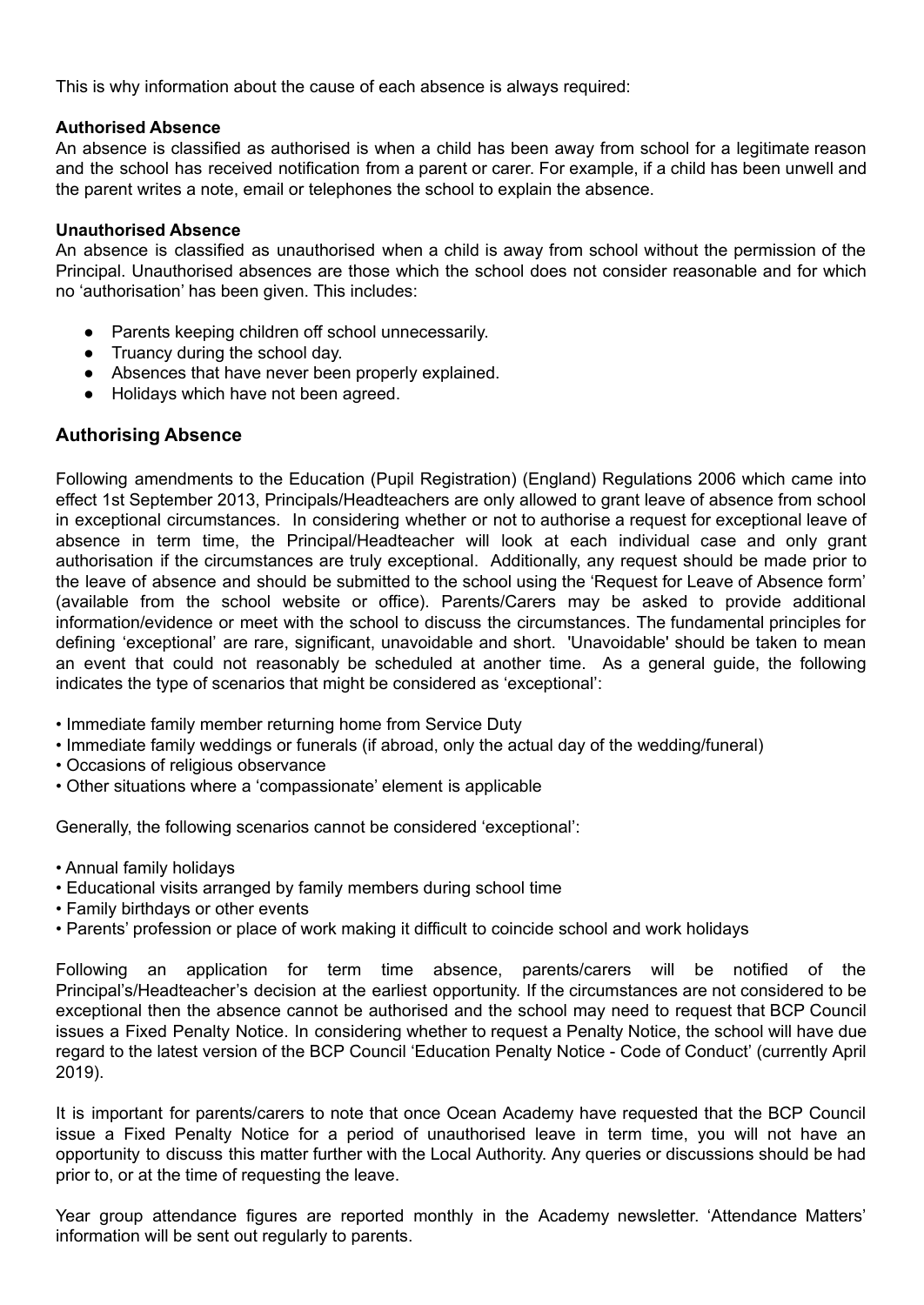This is why information about the cause of each absence is always required:

**Authorised Absence**

An absence is classified as authorised is when a child has been away from school for a legitimate reason and the school has received notification from a parent or carer. For example, if a child has been unwell and the parent writes a note, email or telephones the school to explain the absence.

**Unauthorised Absence**

An absence is classified as unauthorised when a child is away from school without the permission of the Principal. Unauthorised absences are those which the school does not consider reasonable and for which no 'authorisation' has been given. This includes:

- Parents keeping children off school unnecessarily.
- Truancy during the school day.
- Absences that have never been properly explained.
- Holidays which have not been agreed.

## Authorising Absence

Following amendments to the Education (Pupil Registration) (England) Regulations 2006 which came into effect 1st September 2013, Principals/Headteachers are only allowed to grant leave of absence from school in exceptional circumstances. In considering whether or not to authorise a request for exceptional leave of absence in term time, the Principal/Headteacher will look at each individual case and only grant authorisation if the circumstances are truly exceptional. Additionally, any request should be made prior to the leave of absence and should be submitted to the school using the 'Request for Leave of Absence form' (available from the school website or office). Parents/Carers may be asked to provide additional information/evidence or meet with the school to discuss the circumstances. The fundamental principles for defining 'exceptional' are rare, significant, unavoidable and short. 'Unavoidable' should be taken to mean an event that could not reasonably be scheduled at another time. As a general guide, the following indicates the type of scenarios that might be considered as 'exceptional':

- Immediate family member returning home from Service Duty
- Immediate family weddings or funerals (if abroad, only the actual day of the wedding/funeral)
- Occasions of religious observance
- Other situations where a 'compassionate' element is applicable

Generally, the following scenarios cannot be considered 'exceptional':

- Annual family holidays
- Educational visits arranged by family members during school time
- Family birthdays or other events
- Parents' profession or place of work making it difficult to coincide school and work holidays

Following an application for term time absence, parents/carers will be notified of the Principal's/Headteacher's decision at the earliest opportunity. If the circumstances are not considered to be exceptional then the absence cannot be authorised and the school may need to request that BCP Council issues a Fixed Penalty Notice. In considering whether to request a Penalty Notice, the school will have due regard to the latest version of the BCP Council 'Education Penalty Notice - Code of Conduct' (currently April 2019).

It is important for parents/carers to note that once Ocean Academy have requested that the BCP Council issue a Fixed Penalty Notice for a period of unauthorised leave in term time, you will not have an opportunity to discuss this matter further with the Local Authority. Any queries or discussions should be had prior to, or at the time of requesting the leave.

Year group attendance figures are reported monthly in the Academy newsletter. 'Attendance Matters' information will be sent out regularly to parents.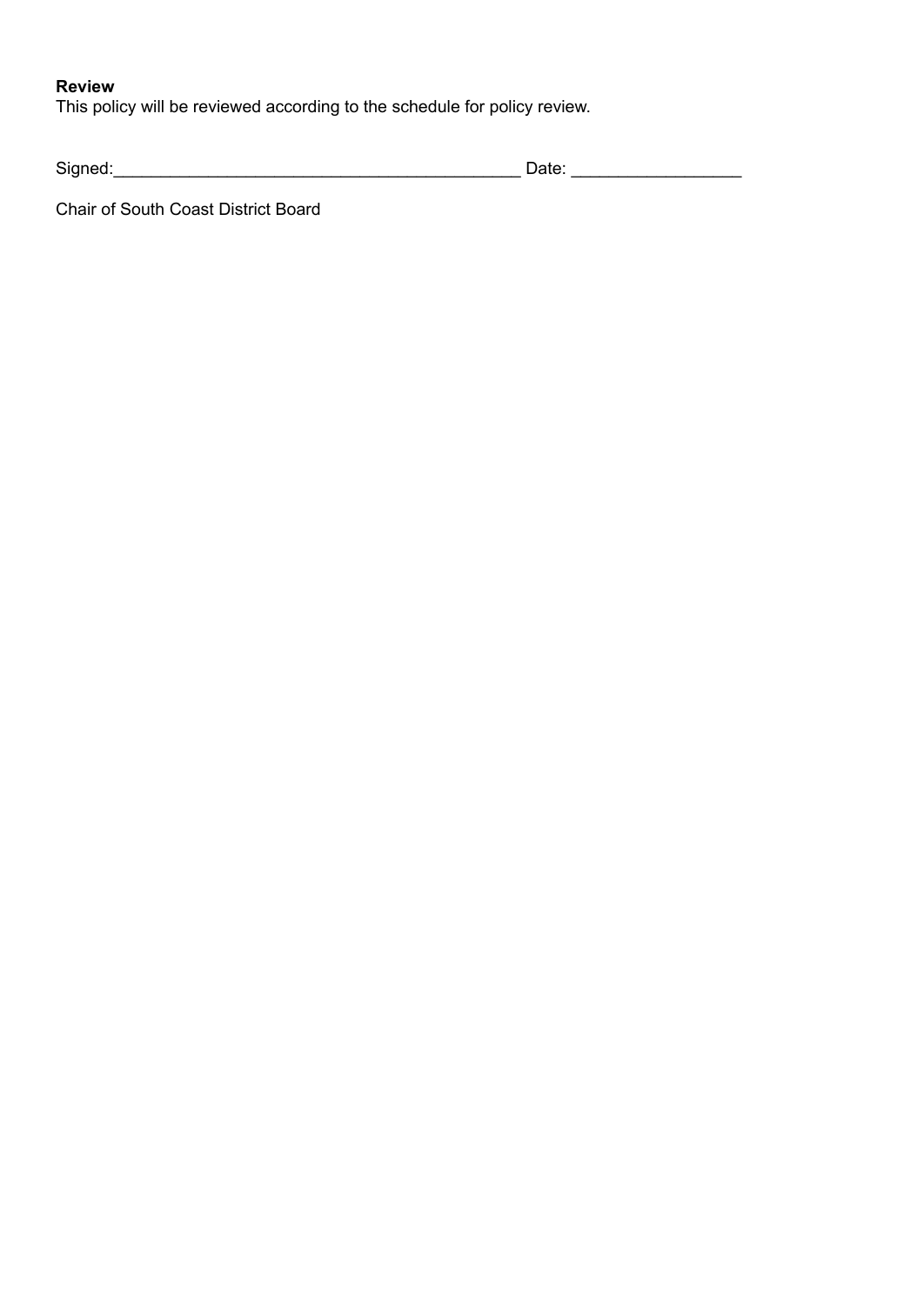**Review**
This policy will be reviewed according to the schedule for policy review.

Signed:___________________________________________ Date: __________________

Chair of South Coast District Board